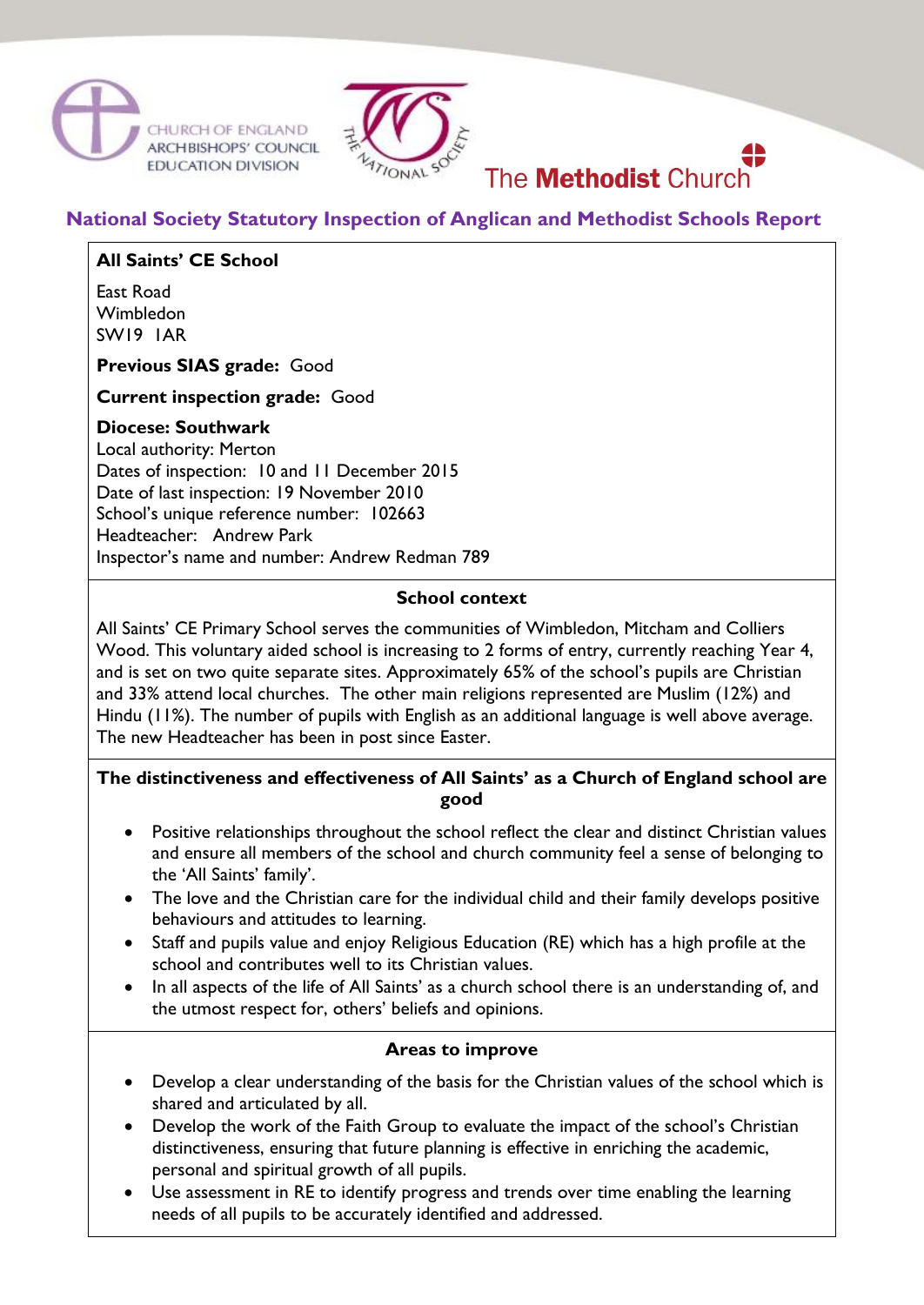CHURCH OF ENGLAND ARCHBISHOPS' COUNCIL EDUCATION DIVISION

THE NATIONAL SOCIETY

The **Methodist** Church

## National Society Statutory Inspection of Anglican and Methodist Schools Report

**All Saints' CE School**

East Road
Wimbledon
SW19 1AR

**Previous SIAS grade:** Good

**Current inspection grade:** Good

**Diocese: Southwark**
Local authority: Merton
Dates of inspection: 10 and 11 December 2015
Date of last inspection: 19 November 2010
School's unique reference number: 102663
Headteacher: Andrew Park
Inspector's name and number: Andrew Redman 789

### School context

All Saints' CE Primary School serves the communities of Wimbledon, Mitcham and Colliers Wood. This voluntary aided school is increasing to 2 forms of entry, currently reaching Year 4, and is set on two quite separate sites. Approximately 65% of the school's pupils are Christian and 33% attend local churches. The other main religions represented are Muslim (12%) and Hindu (11%). The number of pupils with English as an additional language is well above average. The new Headteacher has been in post since Easter.

### The distinctiveness and effectiveness of All Saints' as a Church of England school are good

- Positive relationships throughout the school reflect the clear and distinct Christian values and ensure all members of the school and church community feel a sense of belonging to the 'All Saints' family'.
- The love and the Christian care for the individual child and their family develops positive behaviours and attitudes to learning.
- Staff and pupils value and enjoy Religious Education (RE) which has a high profile at the school and contributes well to its Christian values.
- In all aspects of the life of All Saints' as a church school there is an understanding of, and the utmost respect for, others' beliefs and opinions.

### Areas to improve

- Develop a clear understanding of the basis for the Christian values of the school which is shared and articulated by all.
- Develop the work of the Faith Group to evaluate the impact of the school's Christian distinctiveness, ensuring that future planning is effective in enriching the academic, personal and spiritual growth of all pupils.
- Use assessment in RE to identify progress and trends over time enabling the learning needs of all pupils to be accurately identified and addressed.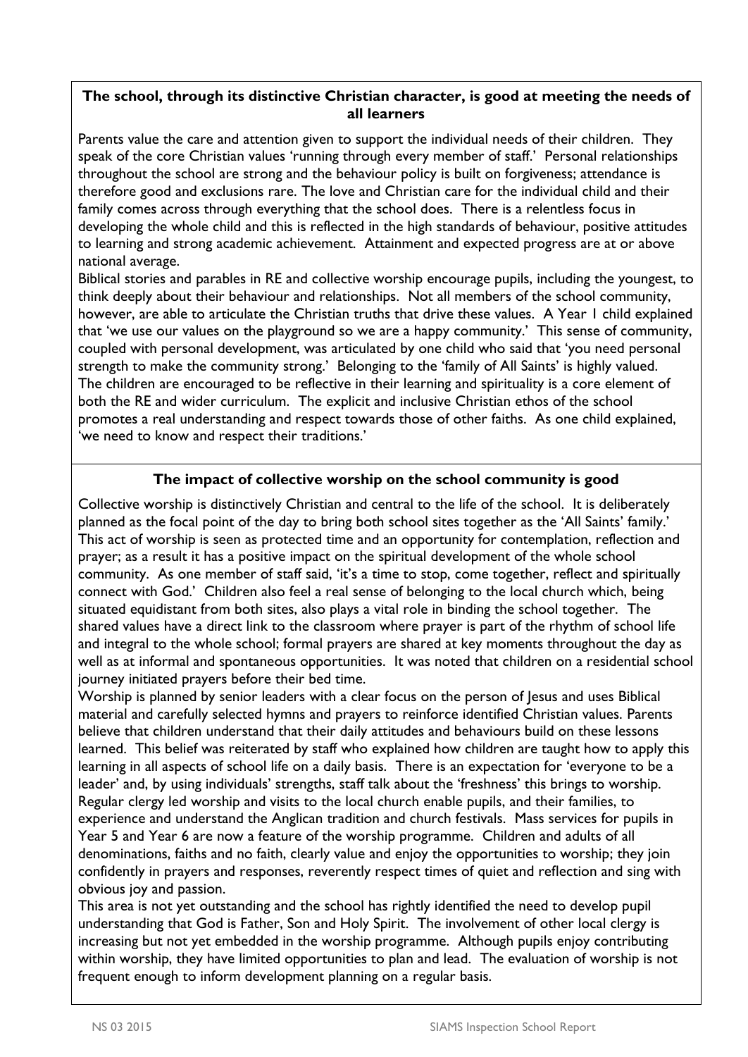**The school, through its distinctive Christian character, is good at meeting the needs of all learners**

Parents value the care and attention given to support the individual needs of their children. They speak of the core Christian values 'running through every member of staff.' Personal relationships throughout the school are strong and the behaviour policy is built on forgiveness; attendance is therefore good and exclusions rare. The love and Christian care for the individual child and their family comes across through everything that the school does. There is a relentless focus in developing the whole child and this is reflected in the high standards of behaviour, positive attitudes to learning and strong academic achievement. Attainment and expected progress are at or above national average.

Biblical stories and parables in RE and collective worship encourage pupils, including the youngest, to think deeply about their behaviour and relationships. Not all members of the school community, however, are able to articulate the Christian truths that drive these values. A Year 1 child explained that 'we use our values on the playground so we are a happy community.' This sense of community, coupled with personal development, was articulated by one child who said that 'you need personal strength to make the community strong.' Belonging to the 'family of All Saints' is highly valued. The children are encouraged to be reflective in their learning and spirituality is a core element of both the RE and wider curriculum. The explicit and inclusive Christian ethos of the school promotes a real understanding and respect towards those of other faiths. As one child explained, 'we need to know and respect their traditions.'

**The impact of collective worship on the school community is good**

Collective worship is distinctively Christian and central to the life of the school. It is deliberately planned as the focal point of the day to bring both school sites together as the 'All Saints' family.' This act of worship is seen as protected time and an opportunity for contemplation, reflection and prayer; as a result it has a positive impact on the spiritual development of the whole school community. As one member of staff said, 'it's a time to stop, come together, reflect and spiritually connect with God.' Children also feel a real sense of belonging to the local church which, being situated equidistant from both sites, also plays a vital role in binding the school together. The shared values have a direct link to the classroom where prayer is part of the rhythm of school life and integral to the whole school; formal prayers are shared at key moments throughout the day as well as at informal and spontaneous opportunities. It was noted that children on a residential school journey initiated prayers before their bed time.

Worship is planned by senior leaders with a clear focus on the person of Jesus and uses Biblical material and carefully selected hymns and prayers to reinforce identified Christian values. Parents believe that children understand that their daily attitudes and behaviours build on these lessons learned. This belief was reiterated by staff who explained how children are taught how to apply this learning in all aspects of school life on a daily basis. There is an expectation for 'everyone to be a leader' and, by using individuals' strengths, staff talk about the 'freshness' this brings to worship. Regular clergy led worship and visits to the local church enable pupils, and their families, to experience and understand the Anglican tradition and church festivals. Mass services for pupils in Year 5 and Year 6 are now a feature of the worship programme. Children and adults of all denominations, faiths and no faith, clearly value and enjoy the opportunities to worship; they join confidently in prayers and responses, reverently respect times of quiet and reflection and sing with obvious joy and passion.

This area is not yet outstanding and the school has rightly identified the need to develop pupil understanding that God is Father, Son and Holy Spirit. The involvement of other local clergy is increasing but not yet embedded in the worship programme. Although pupils enjoy contributing within worship, they have limited opportunities to plan and lead. The evaluation of worship is not frequent enough to inform development planning on a regular basis.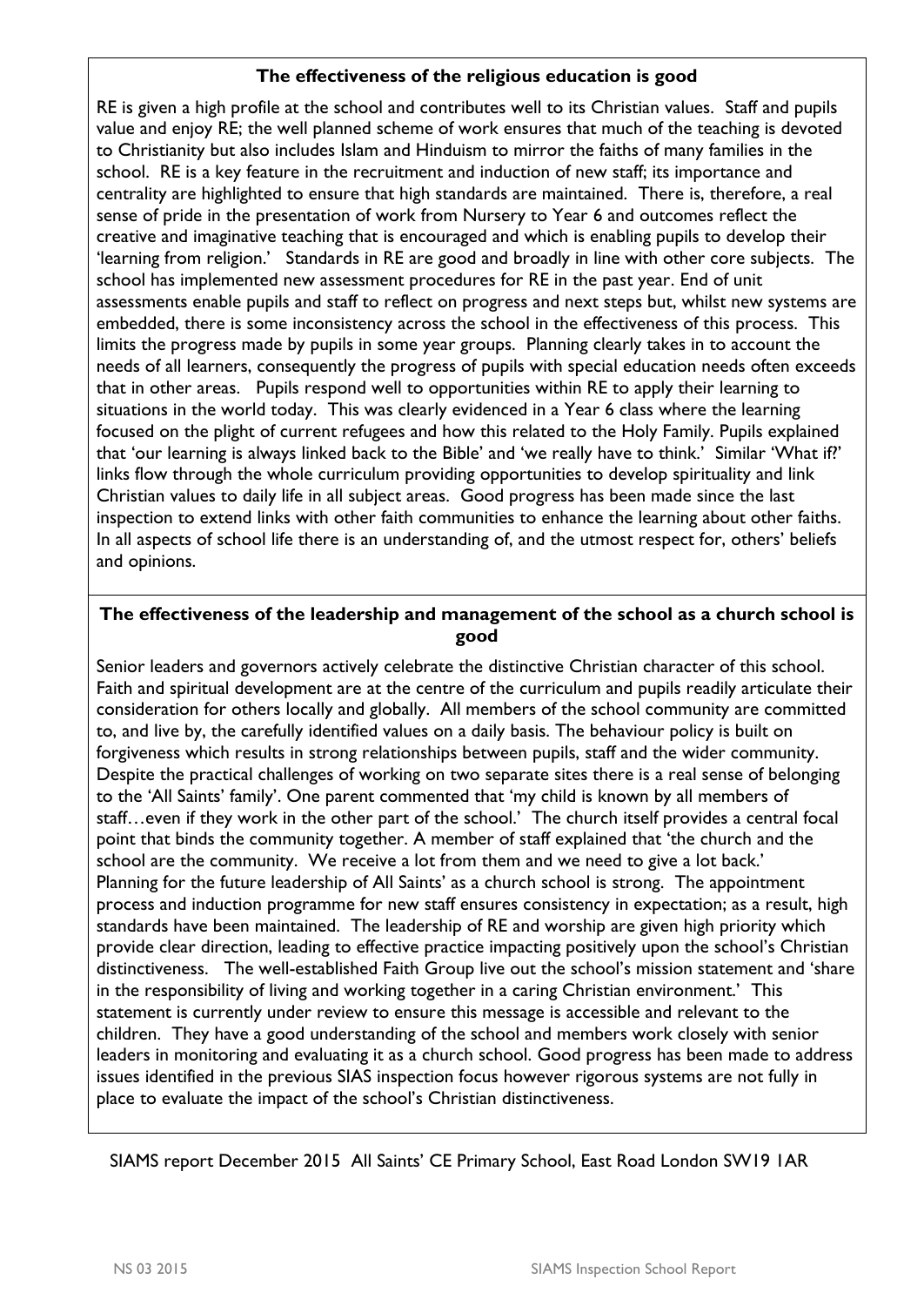**The effectiveness of the religious education is good**

RE is given a high profile at the school and contributes well to its Christian values. Staff and pupils value and enjoy RE; the well planned scheme of work ensures that much of the teaching is devoted to Christianity but also includes Islam and Hinduism to mirror the faiths of many families in the school. RE is a key feature in the recruitment and induction of new staff; its importance and centrality are highlighted to ensure that high standards are maintained. There is, therefore, a real sense of pride in the presentation of work from Nursery to Year 6 and outcomes reflect the creative and imaginative teaching that is encouraged and which is enabling pupils to develop their 'learning from religion.' Standards in RE are good and broadly in line with other core subjects. The school has implemented new assessment procedures for RE in the past year. End of unit assessments enable pupils and staff to reflect on progress and next steps but, whilst new systems are embedded, there is some inconsistency across the school in the effectiveness of this process. This limits the progress made by pupils in some year groups. Planning clearly takes in to account the needs of all learners, consequently the progress of pupils with special education needs often exceeds that in other areas. Pupils respond well to opportunities within RE to apply their learning to situations in the world today. This was clearly evidenced in a Year 6 class where the learning focused on the plight of current refugees and how this related to the Holy Family. Pupils explained that 'our learning is always linked back to the Bible' and 'we really have to think.' Similar 'What if?' links flow through the whole curriculum providing opportunities to develop spirituality and link Christian values to daily life in all subject areas. Good progress has been made since the last inspection to extend links with other faith communities to enhance the learning about other faiths. In all aspects of school life there is an understanding of, and the utmost respect for, others' beliefs and opinions.

**The effectiveness of the leadership and management of the school as a church school is good**

Senior leaders and governors actively celebrate the distinctive Christian character of this school. Faith and spiritual development are at the centre of the curriculum and pupils readily articulate their consideration for others locally and globally. All members of the school community are committed to, and live by, the carefully identified values on a daily basis. The behaviour policy is built on forgiveness which results in strong relationships between pupils, staff and the wider community. Despite the practical challenges of working on two separate sites there is a real sense of belonging to the 'All Saints' family'. One parent commented that 'my child is known by all members of staff…even if they work in the other part of the school.' The church itself provides a central focal point that binds the community together. A member of staff explained that 'the church and the school are the community. We receive a lot from them and we need to give a lot back.' Planning for the future leadership of All Saints' as a church school is strong. The appointment process and induction programme for new staff ensures consistency in expectation; as a result, high standards have been maintained. The leadership of RE and worship are given high priority which provide clear direction, leading to effective practice impacting positively upon the school's Christian distinctiveness. The well-established Faith Group live out the school's mission statement and 'share in the responsibility of living and working together in a caring Christian environment.' This statement is currently under review to ensure this message is accessible and relevant to the children. They have a good understanding of the school and members work closely with senior leaders in monitoring and evaluating it as a church school. Good progress has been made to address issues identified in the previous SIAS inspection focus however rigorous systems are not fully in place to evaluate the impact of the school's Christian distinctiveness.

SIAMS report December 2015 All Saints' CE Primary School, East Road London SW19 1AR